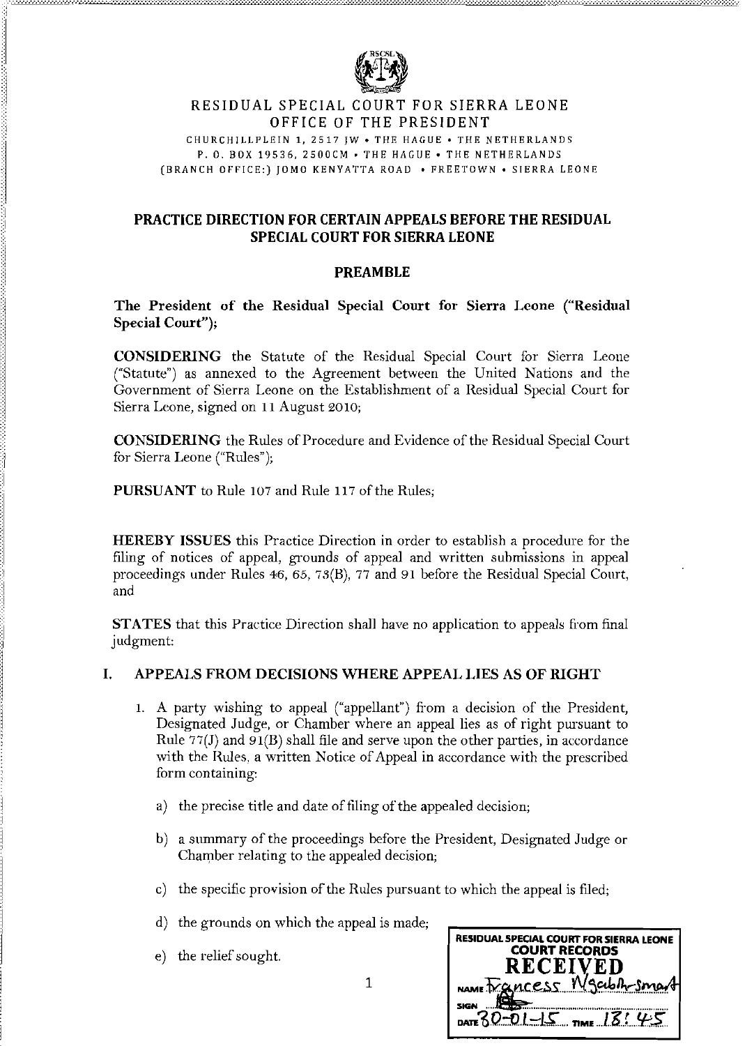RESIDUAL SPECIAL COURT FOR SIERRA LEONE
OFFICE OF THE PRESIDENT

CHURCHILLPLEIN 1, 2517 JW • THE HAGUE • THE NETHERLANDS
P. O. BOX 19536, 2500CM • THE HAGUE • THE NETHERLANDS
(BRANCH OFFICE:) JOMO KENYATTA ROAD • FREETOWN • SIERRA LEONE

# PRACTICE DIRECTION FOR CERTAIN APPEALS BEFORE THE RESIDUAL SPECIAL COURT FOR SIERRA LEONE

## PREAMBLE

**The President of the Residual Special Court for Sierra Leone ("Residual Special Court");**

**CONSIDERING** the Statute of the Residual Special Court for Sierra Leone ("Statute") as annexed to the Agreement between the United Nations and the Government of Sierra Leone on the Establishment of a Residual Special Court for Sierra Leone, signed on 11 August 2010;

**CONSIDERING** the Rules of Procedure and Evidence of the Residual Special Court for Sierra Leone ("Rules");

**PURSUANT** to Rule 107 and Rule 117 of the Rules;

**HEREBY ISSUES** this Practice Direction in order to establish a procedure for the filing of notices of appeal, grounds of appeal and written submissions in appeal proceedings under Rules 46, 65, 73(B), 77 and 91 before the Residual Special Court, and

**STATES** that this Practice Direction shall have no application to appeals from final judgment:

## I. APPEALS FROM DECISIONS WHERE APPEAL LIES AS OF RIGHT

1. A party wishing to appeal ("appellant") from a decision of the President, Designated Judge, or Chamber where an appeal lies as of right pursuant to Rule 77(J) and 91(B) shall file and serve upon the other parties, in accordance with the Rules, a written Notice of Appeal in accordance with the prescribed form containing:

   a) the precise title and date of filing of the appealed decision;

   b) a summary of the proceedings before the President, Designated Judge or Chamber relating to the appealed decision;

   c) the specific provision of the Rules pursuant to which the appeal is filed;

   d) the grounds on which the appeal is made;

   e) the relief sought.

RESIDUAL SPECIAL COURT FOR SIERRA LEONE
COURT RECORDS
RECEIVED
NAME Francess Ngaba-Smart
SIGN
DATE 30-01-15 TIME 13:45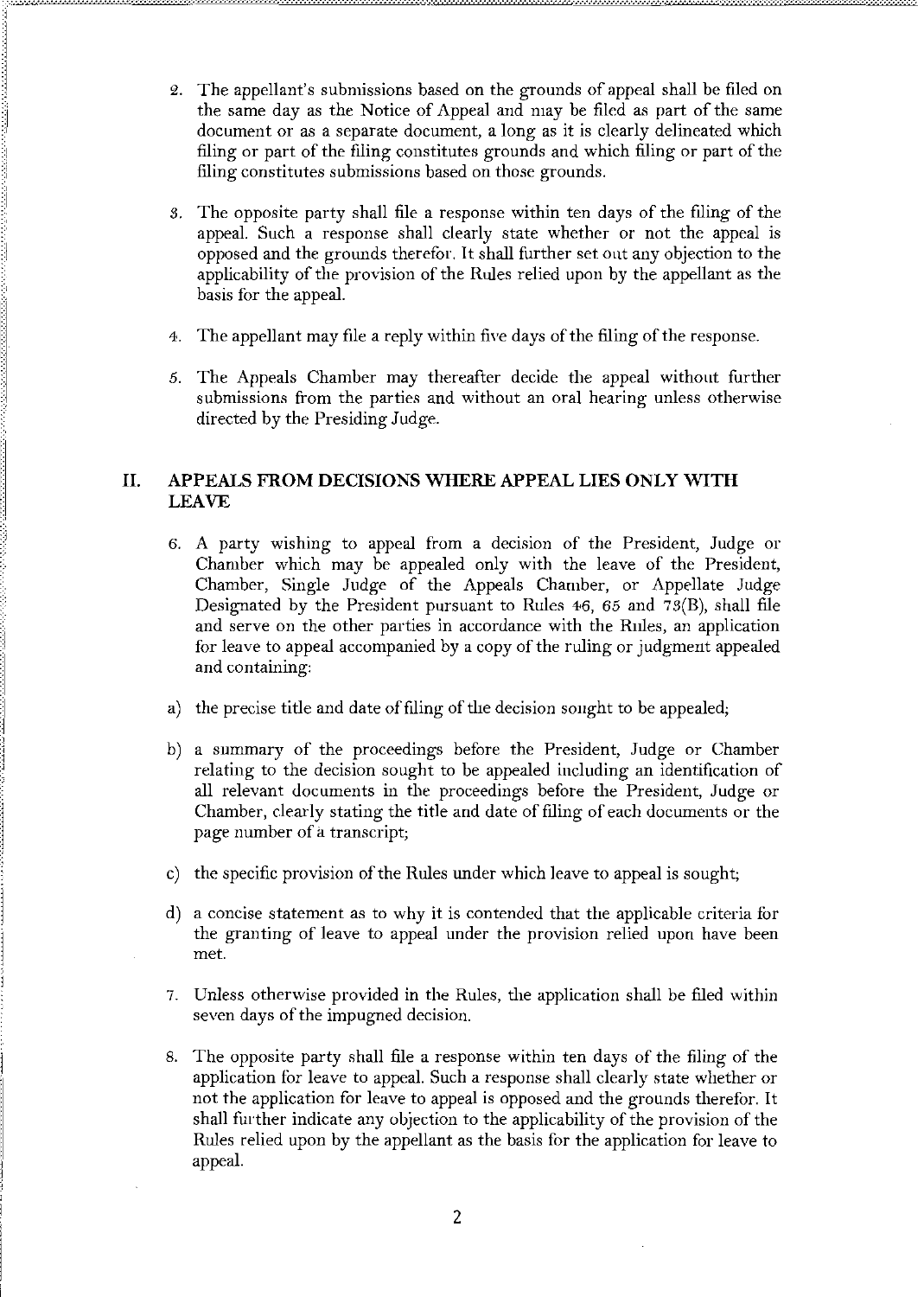2. The appellant's submissions based on the grounds of appeal shall be filed on the same day as the Notice of Appeal and may be filed as part of the same document or as a separate document, a long as it is clearly delineated which filing or part of the filing constitutes grounds and which filing or part of the filing constitutes submissions based on those grounds.

3. The opposite party shall file a response within ten days of the filing of the appeal. Such a response shall clearly state whether or not the appeal is opposed and the grounds therefor. It shall further set out any objection to the applicability of the provision of the Rules relied upon by the appellant as the basis for the appeal.

4. The appellant may file a reply within five days of the filing of the response.

5. The Appeals Chamber may thereafter decide the appeal without further submissions from the parties and without an oral hearing unless otherwise directed by the Presiding Judge.

## II. APPEALS FROM DECISIONS WHERE APPEAL LIES ONLY WITH LEAVE

6. A party wishing to appeal from a decision of the President, Judge or Chamber which may be appealed only with the leave of the President, Chamber, Single Judge of the Appeals Chamber, or Appellate Judge Designated by the President pursuant to Rules 46, 65 and 73(B), shall file and serve on the other parties in accordance with the Rules, an application for leave to appeal accompanied by a copy of the ruling or judgment appealed and containing:

a) the precise title and date of filing of the decision sought to be appealed;

b) a summary of the proceedings before the President, Judge or Chamber relating to the decision sought to be appealed including an identification of all relevant documents in the proceedings before the President, Judge or Chamber, clearly stating the title and date of filing of each documents or the page number of a transcript;

c) the specific provision of the Rules under which leave to appeal is sought;

d) a concise statement as to why it is contended that the applicable criteria for the granting of leave to appeal under the provision relied upon have been met.

7. Unless otherwise provided in the Rules, the application shall be filed within seven days of the impugned decision.

8. The opposite party shall file a response within ten days of the filing of the application for leave to appeal. Such a response shall clearly state whether or not the application for leave to appeal is opposed and the grounds therefor. It shall further indicate any objection to the applicability of the provision of the Rules relied upon by the appellant as the basis for the application for leave to appeal.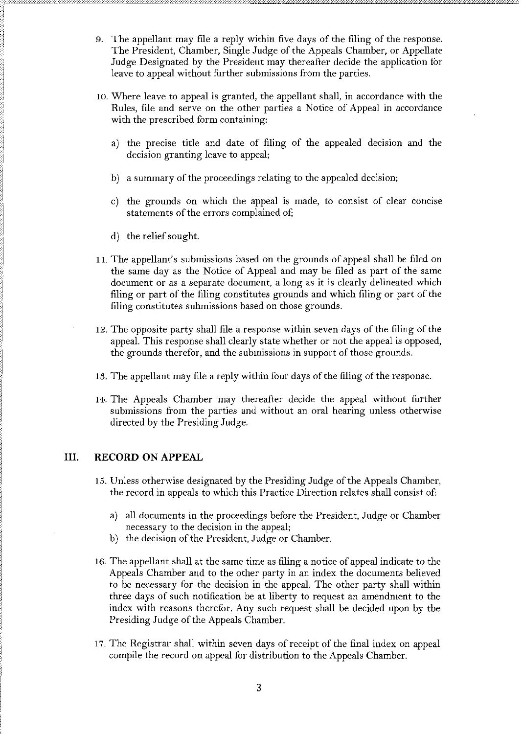9. The appellant may file a reply within five days of the filing of the response. The President, Chamber, Single Judge of the Appeals Chamber, or Appellate Judge Designated by the President may thereafter decide the application for leave to appeal without further submissions from the parties.

10. Where leave to appeal is granted, the appellant shall, in accordance with the Rules, file and serve on the other parties a Notice of Appeal in accordance with the prescribed form containing:

    a) the precise title and date of filing of the appealed decision and the decision granting leave to appeal;

    b) a summary of the proceedings relating to the appealed decision;

    c) the grounds on which the appeal is made, to consist of clear concise statements of the errors complained of;

    d) the relief sought.

11. The appellant's submissions based on the grounds of appeal shall be filed on the same day as the Notice of Appeal and may be filed as part of the same document or as a separate document, a long as it is clearly delineated which filing or part of the filing constitutes grounds and which filing or part of the filing constitutes submissions based on those grounds.

12. The opposite party shall file a response within seven days of the filing of the appeal. This response shall clearly state whether or not the appeal is opposed, the grounds therefor, and the submissions in support of those grounds.

13. The appellant may file a reply within four days of the filing of the response.

14. The Appeals Chamber may thereafter decide the appeal without further submissions from the parties and without an oral hearing unless otherwise directed by the Presiding Judge.

## III. RECORD ON APPEAL

15. Unless otherwise designated by the Presiding Judge of the Appeals Chamber, the record in appeals to which this Practice Direction relates shall consist of:

    a) all documents in the proceedings before the President, Judge or Chamber necessary to the decision in the appeal;
    b) the decision of the President, Judge or Chamber.

16. The appellant shall at the same time as filing a notice of appeal indicate to the Appeals Chamber and to the other party in an index the documents believed to be necessary for the decision in the appeal. The other party shall within three days of such notification be at liberty to request an amendment to the index with reasons therefor. Any such request shall be decided upon by the Presiding Judge of the Appeals Chamber.

17. The Registrar shall within seven days of receipt of the final index on appeal compile the record on appeal for distribution to the Appeals Chamber.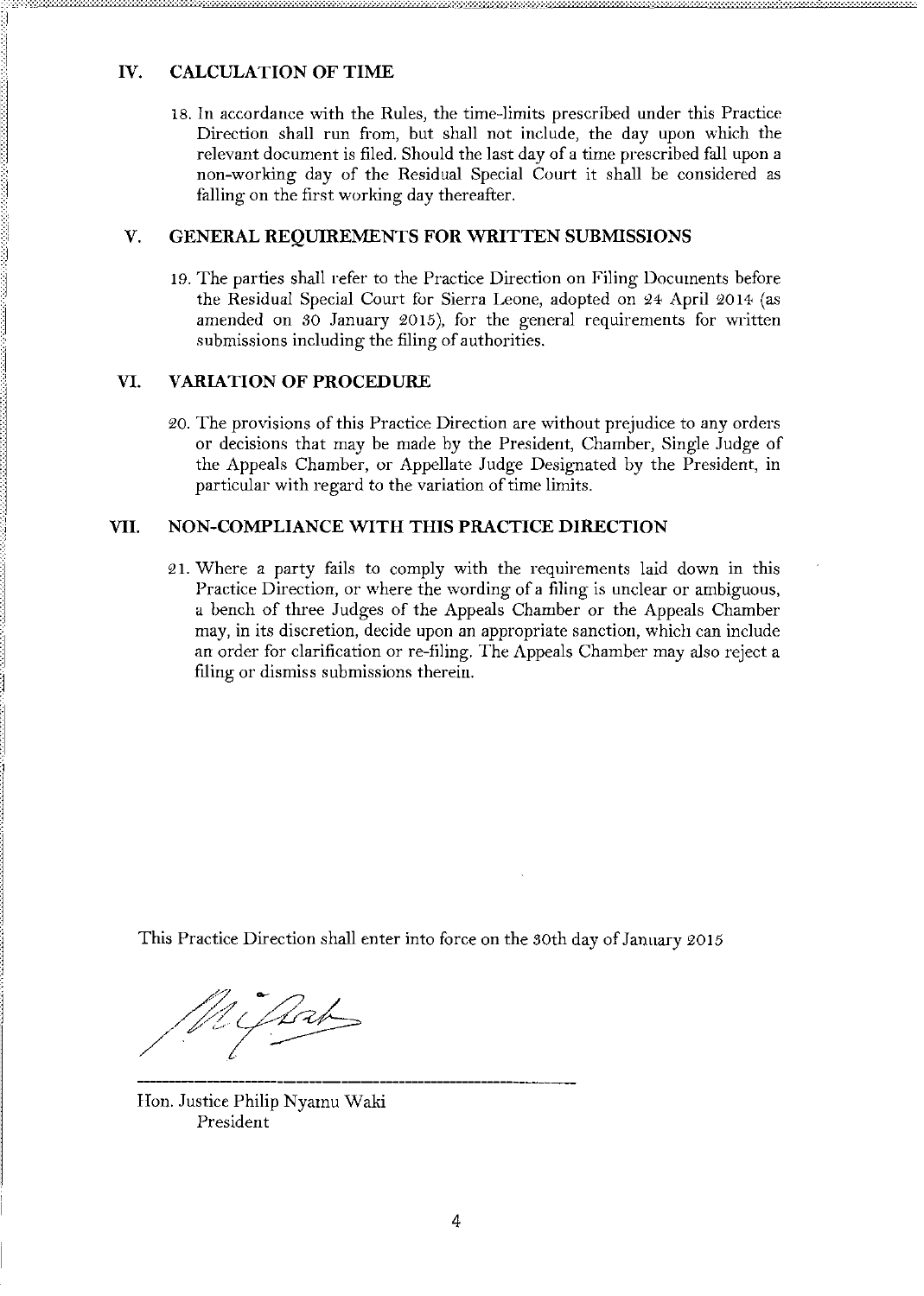## IV. CALCULATION OF TIME

18. In accordance with the Rules, the time-limits prescribed under this Practice Direction shall run from, but shall not include, the day upon which the relevant document is filed. Should the last day of a time prescribed fall upon a non-working day of the Residual Special Court it shall be considered as falling on the first working day thereafter.

## V. GENERAL REQUIREMENTS FOR WRITTEN SUBMISSIONS

19. The parties shall refer to the Practice Direction on Filing Documents before the Residual Special Court for Sierra Leone, adopted on 24 April 2014 (as amended on 30 January 2015), for the general requirements for written submissions including the filing of authorities.

## VI. VARIATION OF PROCEDURE

20. The provisions of this Practice Direction are without prejudice to any orders or decisions that may be made by the President, Chamber, Single Judge of the Appeals Chamber, or Appellate Judge Designated by the President, in particular with regard to the variation of time limits.

## VII. NON-COMPLIANCE WITH THIS PRACTICE DIRECTION

21. Where a party fails to comply with the requirements laid down in this Practice Direction, or where the wording of a filing is unclear or ambiguous, a bench of three Judges of the Appeals Chamber or the Appeals Chamber may, in its discretion, decide upon an appropriate sanction, which can include an order for clarification or re-filing. The Appeals Chamber may also reject a filing or dismiss submissions therein.

This Practice Direction shall enter into force on the 30th day of January 2015

Hon. Justice Philip Nyamu Waki
President